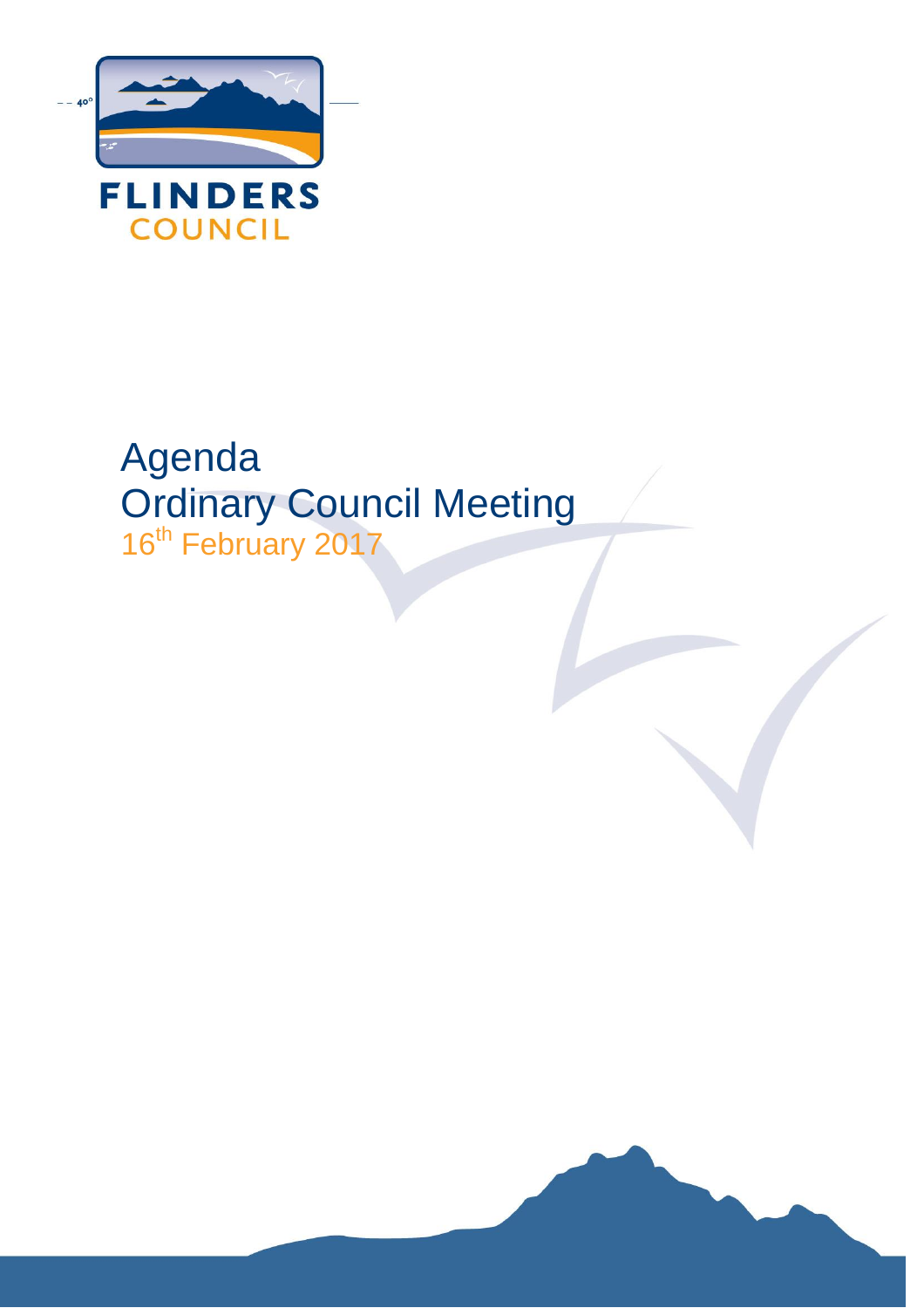FLINDERS COUNCIL

# Agenda
# Ordinary Council Meeting
16th February 2017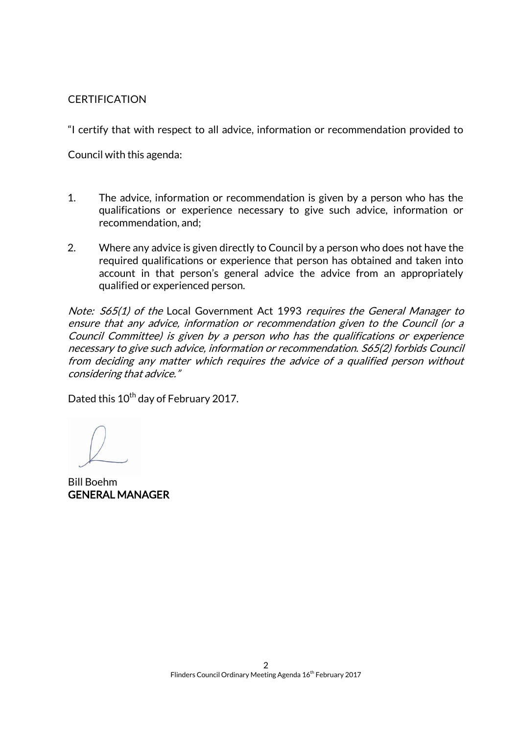CERTIFICATION

"I certify that with respect to all advice, information or recommendation provided to Council with this agenda:

1. The advice, information or recommendation is given by a person who has the qualifications or experience necessary to give such advice, information or recommendation, and;

2. Where any advice is given directly to Council by a person who does not have the required qualifications or experience that person has obtained and taken into account in that person's general advice the advice from an appropriately qualified or experienced person.

*Note: S65(1) of the* Local Government Act 1993 *requires the General Manager to ensure that any advice, information or recommendation given to the Council (or a Council Committee) is given by a person who has the qualifications or experience necessary to give such advice, information or recommendation. S65(2) forbids Council from deciding any matter which requires the advice of a qualified person without considering that advice."*

Dated this 10th day of February 2017.

Bill Boehm
**GENERAL MANAGER**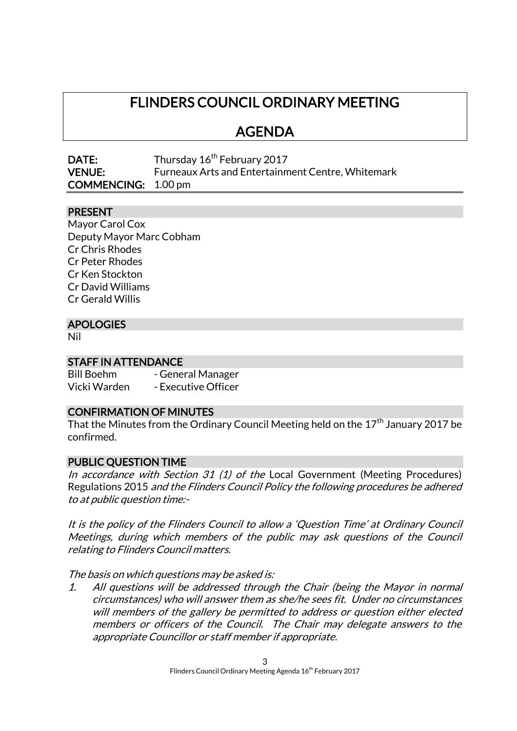# FLINDERS COUNCIL ORDINARY MEETING

# AGENDA

**DATE:** Thursday 16th February 2017
**VENUE:** Furneaux Arts and Entertainment Centre, Whitemark
**COMMENCING:** 1.00 pm

## PRESENT

Mayor Carol Cox
Deputy Mayor Marc Cobham
Cr Chris Rhodes
Cr Peter Rhodes
Cr Ken Stockton
Cr David Williams
Cr Gerald Willis

## APOLOGIES

Nil

## STAFF IN ATTENDANCE

Bill Boehm - General Manager
Vicki Warden - Executive Officer

## CONFIRMATION OF MINUTES

That the Minutes from the Ordinary Council Meeting held on the 17th January 2017 be confirmed.

## PUBLIC QUESTION TIME

*In accordance with Section 31 (1) of the* Local Government (Meeting Procedures) Regulations 2015 *and the Flinders Council Policy the following procedures be adhered to at public question time:-*

*It is the policy of the Flinders Council to allow a 'Question Time' at Ordinary Council Meetings, during which members of the public may ask questions of the Council relating to Flinders Council matters.*

*The basis on which questions may be asked is:*

1. *All questions will be addressed through the Chair (being the Mayor in normal circumstances) who will answer them as she/he sees fit. Under no circumstances will members of the gallery be permitted to address or question either elected members or officers of the Council. The Chair may delegate answers to the appropriate Councillor or staff member if appropriate.*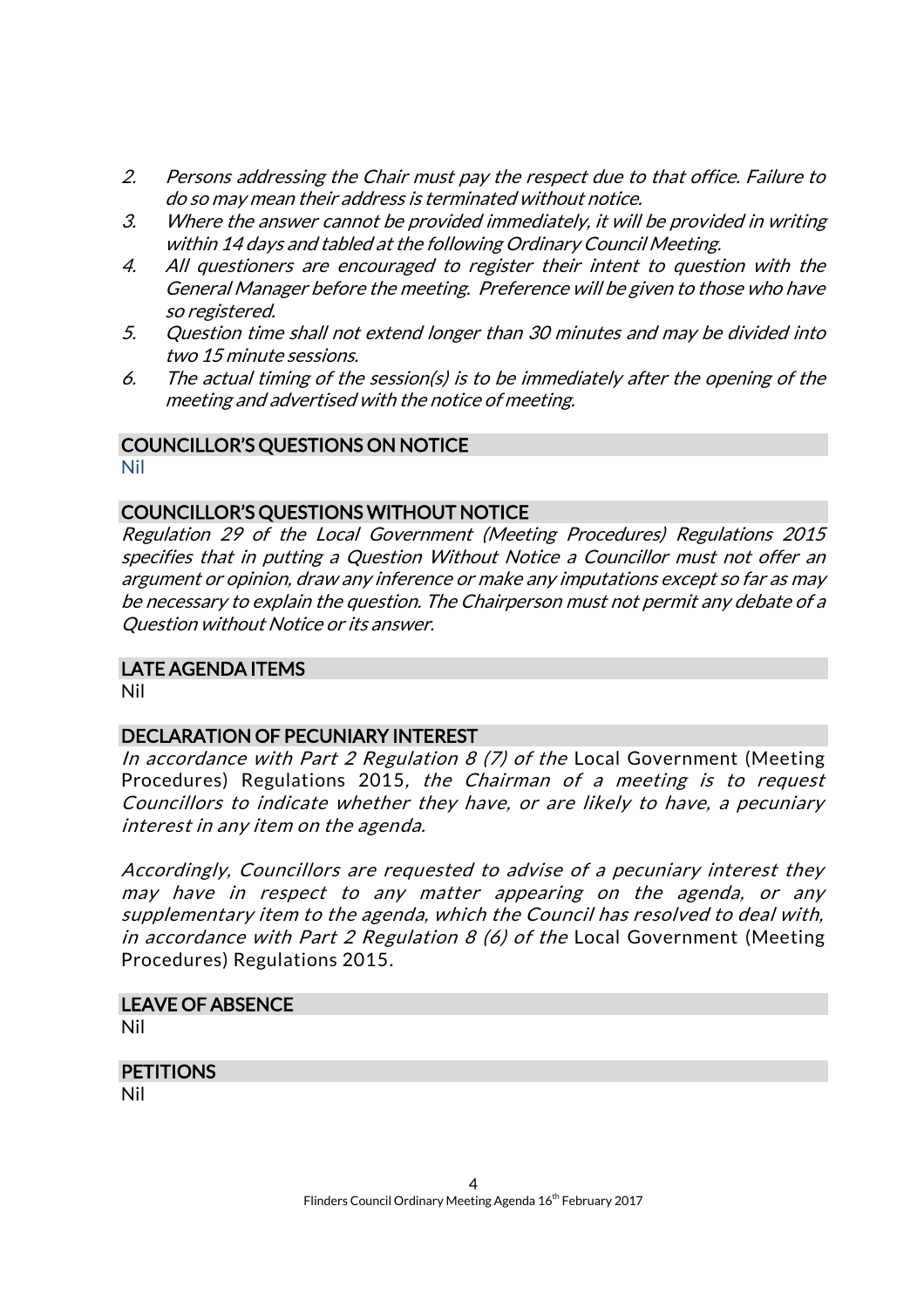2. *Persons addressing the Chair must pay the respect due to that office. Failure to do so may mean their address is terminated without notice.*
3. *Where the answer cannot be provided immediately, it will be provided in writing within 14 days and tabled at the following Ordinary Council Meeting.*
4. *All questioners are encouraged to register their intent to question with the General Manager before the meeting. Preference will be given to those who have so registered.*
5. *Question time shall not extend longer than 30 minutes and may be divided into two 15 minute sessions.*
6. *The actual timing of the session(s) is to be immediately after the opening of the meeting and advertised with the notice of meeting.*

## COUNCILLOR'S QUESTIONS ON NOTICE

Nil

## COUNCILLOR'S QUESTIONS WITHOUT NOTICE

*Regulation 29 of the Local Government (Meeting Procedures) Regulations 2015 specifies that in putting a Question Without Notice a Councillor must not offer an argument or opinion, draw any inference or make any imputations except so far as may be necessary to explain the question. The Chairperson must not permit any debate of a Question without Notice or its answer.*

## LATE AGENDA ITEMS

Nil

## DECLARATION OF PECUNIARY INTEREST

*In accordance with Part 2 Regulation 8 (7) of the* Local Government (Meeting Procedures) Regulations 2015*, the Chairman of a meeting is to request Councillors to indicate whether they have, or are likely to have, a pecuniary interest in any item on the agenda.*

*Accordingly, Councillors are requested to advise of a pecuniary interest they may have in respect to any matter appearing on the agenda, or any supplementary item to the agenda, which the Council has resolved to deal with, in accordance with Part 2 Regulation 8 (6) of the* Local Government (Meeting Procedures) Regulations 2015*.*

## LEAVE OF ABSENCE

Nil

## PETITIONS

Nil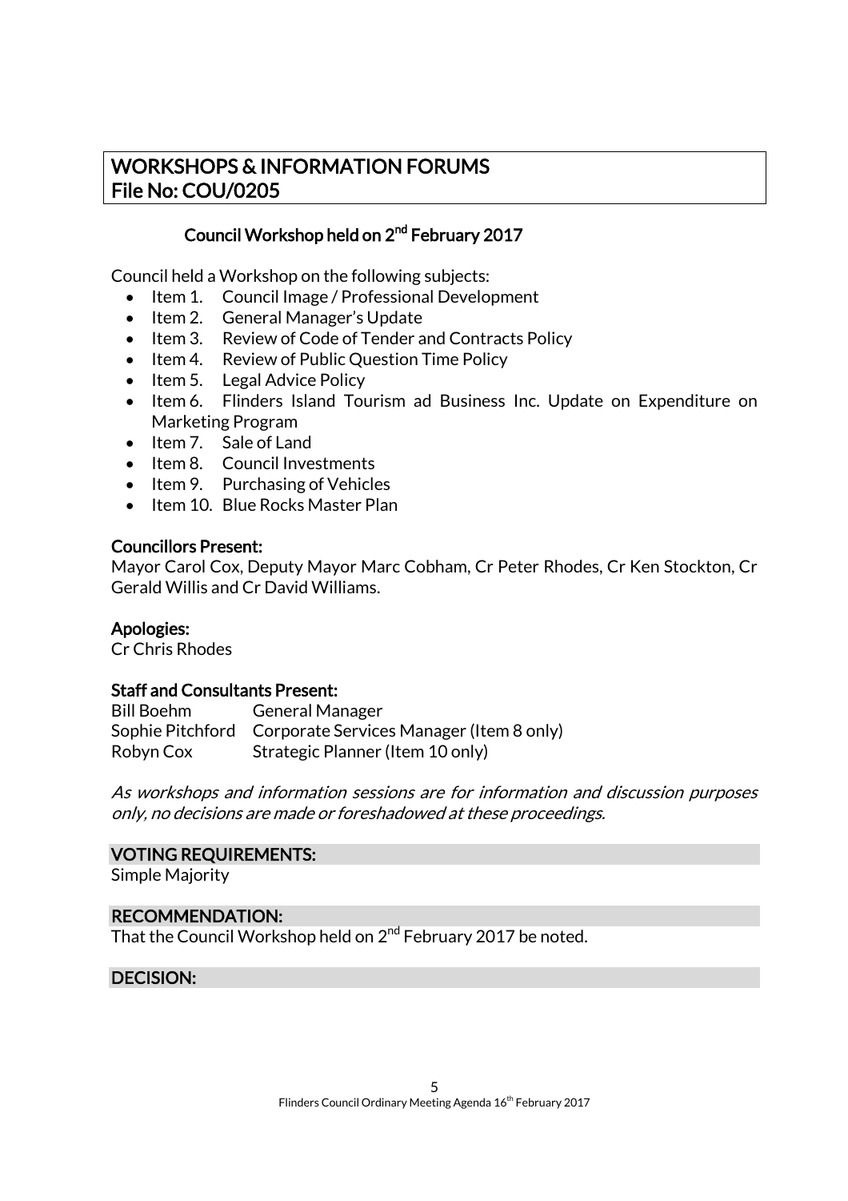# WORKSHOPS & INFORMATION FORUMS
# File No: COU/0205

## Council Workshop held on 2nd February 2017

Council held a Workshop on the following subjects:

- Item 1. Council Image / Professional Development
- Item 2. General Manager's Update
- Item 3. Review of Code of Tender and Contracts Policy
- Item 4. Review of Public Question Time Policy
- Item 5. Legal Advice Policy
- Item 6. Flinders Island Tourism ad Business Inc. Update on Expenditure on Marketing Program
- Item 7. Sale of Land
- Item 8. Council Investments
- Item 9. Purchasing of Vehicles
- Item 10. Blue Rocks Master Plan

**Councillors Present:**
Mayor Carol Cox, Deputy Mayor Marc Cobham, Cr Peter Rhodes, Cr Ken Stockton, Cr Gerald Willis and Cr David Williams.

**Apologies:**
Cr Chris Rhodes

**Staff and Consultants Present:**

| | |
|---|---|
| Bill Boehm | General Manager |
| Sophie Pitchford | Corporate Services Manager (Item 8 only) |
| Robyn Cox | Strategic Planner (Item 10 only) |

*As workshops and information sessions are for information and discussion purposes only, no decisions are made or foreshadowed at these proceedings.*

**VOTING REQUIREMENTS:**
Simple Majority

**RECOMMENDATION:**
That the Council Workshop held on 2nd February 2017 be noted.

**DECISION:**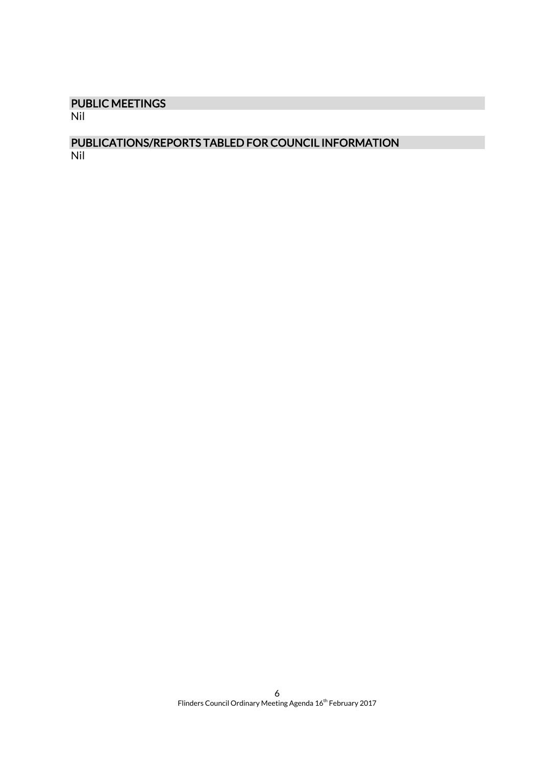## PUBLIC MEETINGS

Nil

## PUBLICATIONS/REPORTS TABLED FOR COUNCIL INFORMATION

Nil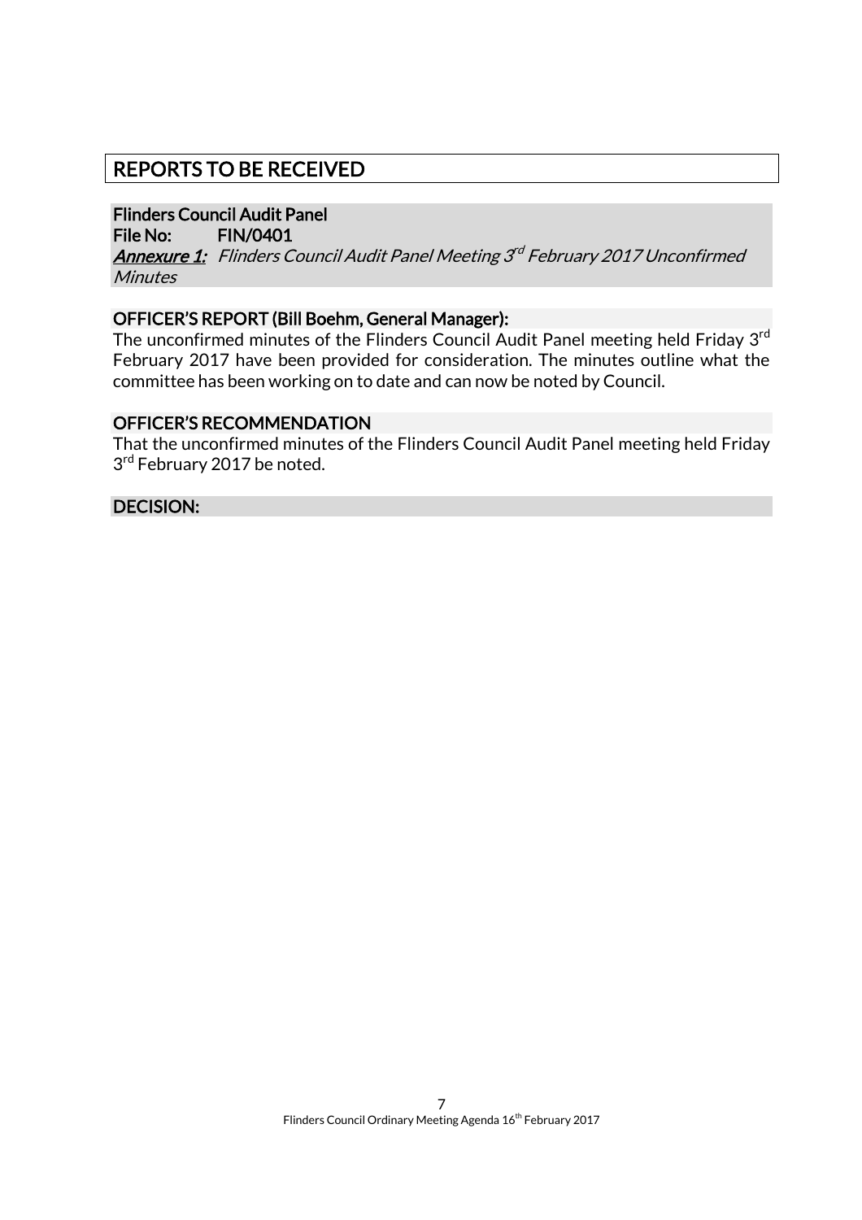# REPORTS TO BE RECEIVED

**Flinders Council Audit Panel**
**File No: FIN/0401**
***Annexure 1:*** *Flinders Council Audit Panel Meeting 3rd February 2017 Unconfirmed Minutes*

## OFFICER'S REPORT (Bill Boehm, General Manager):

The unconfirmed minutes of the Flinders Council Audit Panel meeting held Friday 3rd February 2017 have been provided for consideration. The minutes outline what the committee has been working on to date and can now be noted by Council.

## OFFICER'S RECOMMENDATION

That the unconfirmed minutes of the Flinders Council Audit Panel meeting held Friday 3rd February 2017 be noted.

## DECISION: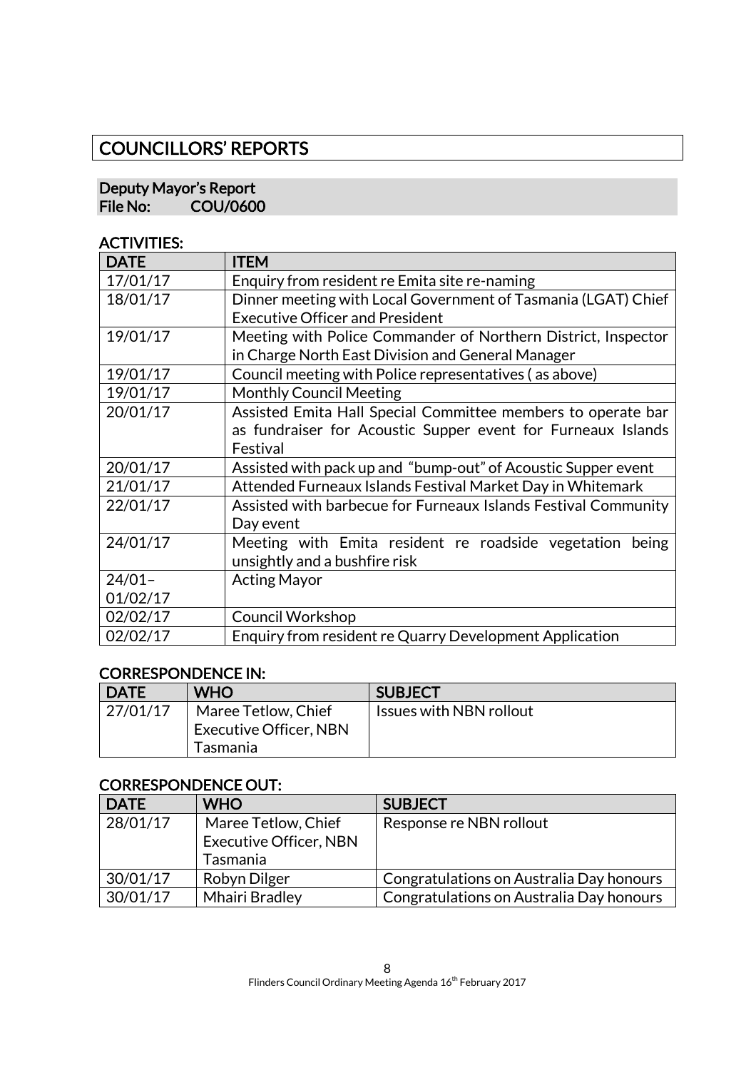# COUNCILLORS' REPORTS

## Deputy Mayor's Report
**File No: COU/0600**

### ACTIVITIES:

| DATE | ITEM |
|---|---|
| 17/01/17 | Enquiry from resident re Emita site re-naming |
| 18/01/17 | Dinner meeting with Local Government of Tasmania (LGAT) Chief Executive Officer and President |
| 19/01/17 | Meeting with Police Commander of Northern District, Inspector in Charge North East Division and General Manager |
| 19/01/17 | Council meeting with Police representatives ( as above) |
| 19/01/17 | Monthly Council Meeting |
| 20/01/17 | Assisted Emita Hall Special Committee members to operate bar as fundraiser for Acoustic Supper event for Furneaux Islands Festival |
| 20/01/17 | Assisted with pack up and "bump-out" of Acoustic Supper event |
| 21/01/17 | Attended Furneaux Islands Festival Market Day in Whitemark |
| 22/01/17 | Assisted with barbecue for Furneaux Islands Festival Community Day event |
| 24/01/17 | Meeting with Emita resident re roadside vegetation being unsightly and a bushfire risk |
| 24/01–01/02/17 | Acting Mayor |
| 02/02/17 | Council Workshop |
| 02/02/17 | Enquiry from resident re Quarry Development Application |

### CORRESPONDENCE IN:

| DATE | WHO | SUBJECT |
|---|---|---|
| 27/01/17 | Maree Tetlow, Chief Executive Officer, NBN Tasmania | Issues with NBN rollout |

### CORRESPONDENCE OUT:

| DATE | WHO | SUBJECT |
|---|---|---|
| 28/01/17 | Maree Tetlow, Chief Executive Officer, NBN Tasmania | Response re NBN rollout |
| 30/01/17 | Robyn Dilger | Congratulations on Australia Day honours |
| 30/01/17 | Mhairi Bradley | Congratulations on Australia Day honours |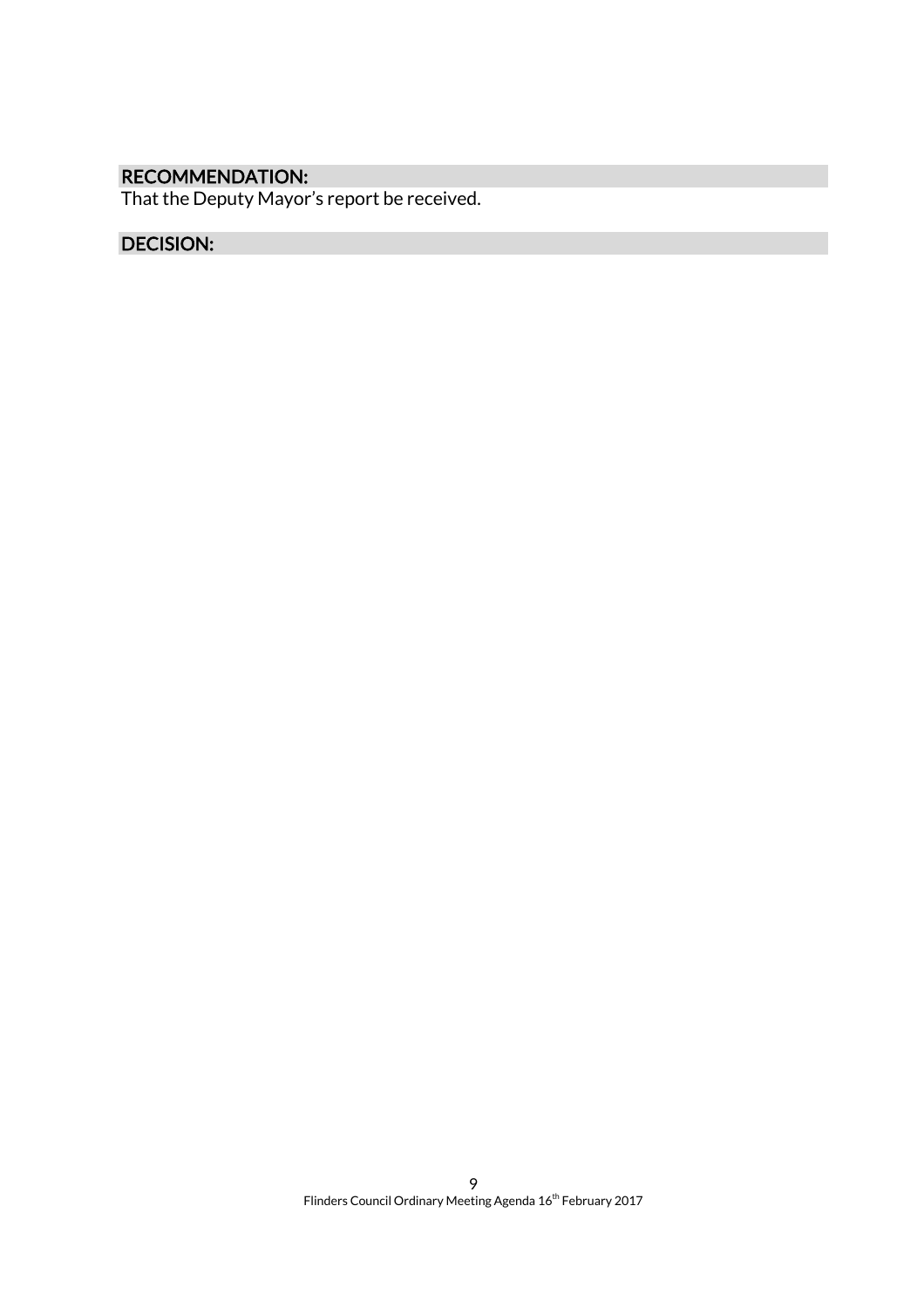**RECOMMENDATION:**

That the Deputy Mayor's report be received.

**DECISION:**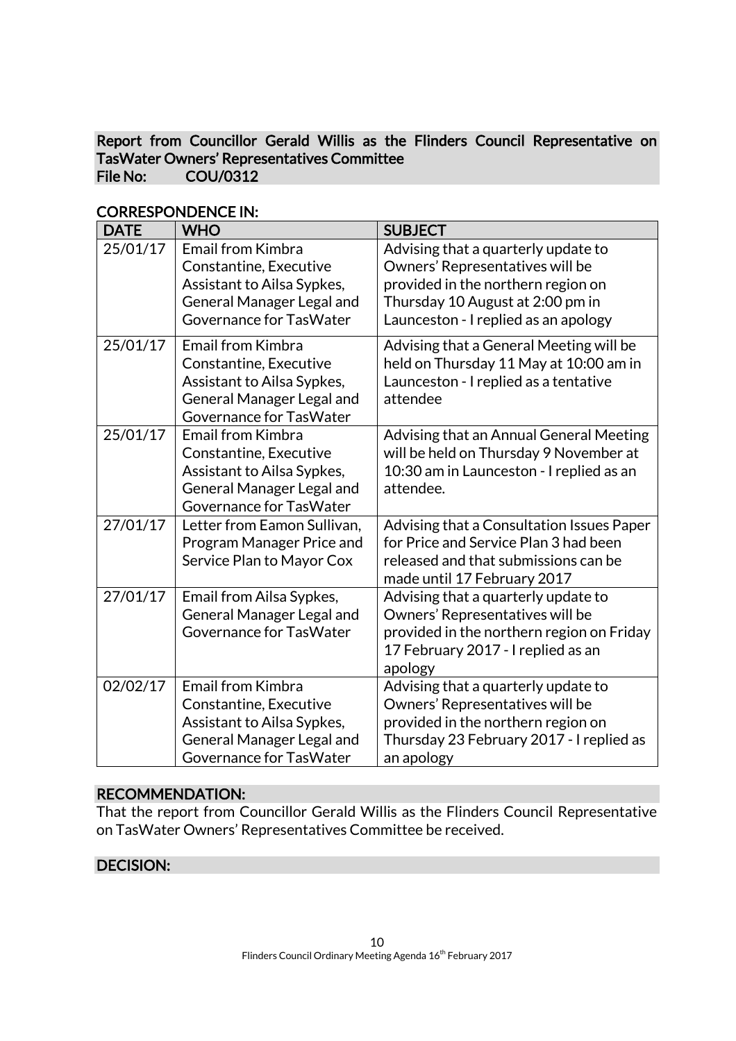## Report from Councillor Gerald Willis as the Flinders Council Representative on TasWater Owners' Representatives Committee

**File No: COU/0312**

### CORRESPONDENCE IN:

| DATE | WHO | SUBJECT |
|---|---|---|
| 25/01/17 | Email from Kimbra Constantine, Executive Assistant to Ailsa Sypkes, General Manager Legal and Governance for TasWater | Advising that a quarterly update to Owners' Representatives will be provided in the northern region on Thursday 10 August at 2:00 pm in Launceston - I replied as an apology |
| 25/01/17 | Email from Kimbra Constantine, Executive Assistant to Ailsa Sypkes, General Manager Legal and Governance for TasWater | Advising that a General Meeting will be held on Thursday 11 May at 10:00 am in Launceston - I replied as a tentative attendee |
| 25/01/17 | Email from Kimbra Constantine, Executive Assistant to Ailsa Sypkes, General Manager Legal and Governance for TasWater | Advising that an Annual General Meeting will be held on Thursday 9 November at 10:30 am in Launceston - I replied as an attendee. |
| 27/01/17 | Letter from Eamon Sullivan, Program Manager Price and Service Plan to Mayor Cox | Advising that a Consultation Issues Paper for Price and Service Plan 3 had been released and that submissions can be made until 17 February 2017 |
| 27/01/17 | Email from Ailsa Sypkes, General Manager Legal and Governance for TasWater | Advising that a quarterly update to Owners' Representatives will be provided in the northern region on Friday 17 February 2017 - I replied as an apology |
| 02/02/17 | Email from Kimbra Constantine, Executive Assistant to Ailsa Sypkes, General Manager Legal and Governance for TasWater | Advising that a quarterly update to Owners' Representatives will be provided in the northern region on Thursday 23 February 2017 - I replied as an apology |

### RECOMMENDATION:

That the report from Councillor Gerald Willis as the Flinders Council Representative on TasWater Owners' Representatives Committee be received.

### DECISION: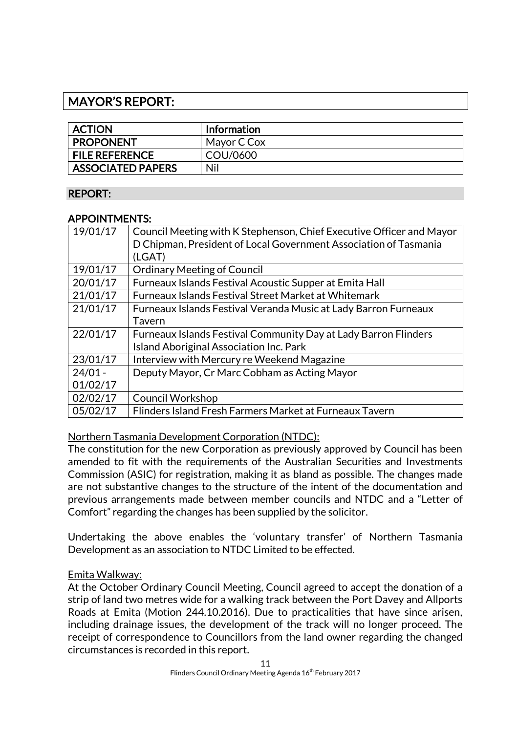## MAYOR'S REPORT:

| ACTION | Information |
|---|---|
| PROPONENT | Mayor C Cox |
| FILE REFERENCE | COU/0600 |
| ASSOCIATED PAPERS | Nil |

### REPORT:

### APPOINTMENTS:

| | |
|---|---|
| 19/01/17 | Council Meeting with K Stephenson, Chief Executive Officer and Mayor D Chipman, President of Local Government Association of Tasmania (LGAT) |
| 19/01/17 | Ordinary Meeting of Council |
| 20/01/17 | Furneaux Islands Festival Acoustic Supper at Emita Hall |
| 21/01/17 | Furneaux Islands Festival Street Market at Whitemark |
| 21/01/17 | Furneaux Islands Festival Veranda Music at Lady Barron Furneaux Tavern |
| 22/01/17 | Furneaux Islands Festival Community Day at Lady Barron Flinders Island Aboriginal Association Inc. Park |
| 23/01/17 | Interview with Mercury re Weekend Magazine |
| 24/01 - 01/02/17 | Deputy Mayor, Cr Marc Cobham as Acting Mayor |
| 02/02/17 | Council Workshop |
| 05/02/17 | Flinders Island Fresh Farmers Market at Furneaux Tavern |

Northern Tasmania Development Corporation (NTDC):

The constitution for the new Corporation as previously approved by Council has been amended to fit with the requirements of the Australian Securities and Investments Commission (ASIC) for registration, making it as bland as possible. The changes made are not substantive changes to the structure of the intent of the documentation and previous arrangements made between member councils and NTDC and a "Letter of Comfort" regarding the changes has been supplied by the solicitor.

Undertaking the above enables the 'voluntary transfer' of Northern Tasmania Development as an association to NTDC Limited to be effected.

Emita Walkway:

At the October Ordinary Council Meeting, Council agreed to accept the donation of a strip of land two metres wide for a walking track between the Port Davey and Allports Roads at Emita (Motion 244.10.2016). Due to practicalities that have since arisen, including drainage issues, the development of the track will no longer proceed. The receipt of correspondence to Councillors from the land owner regarding the changed circumstances is recorded in this report.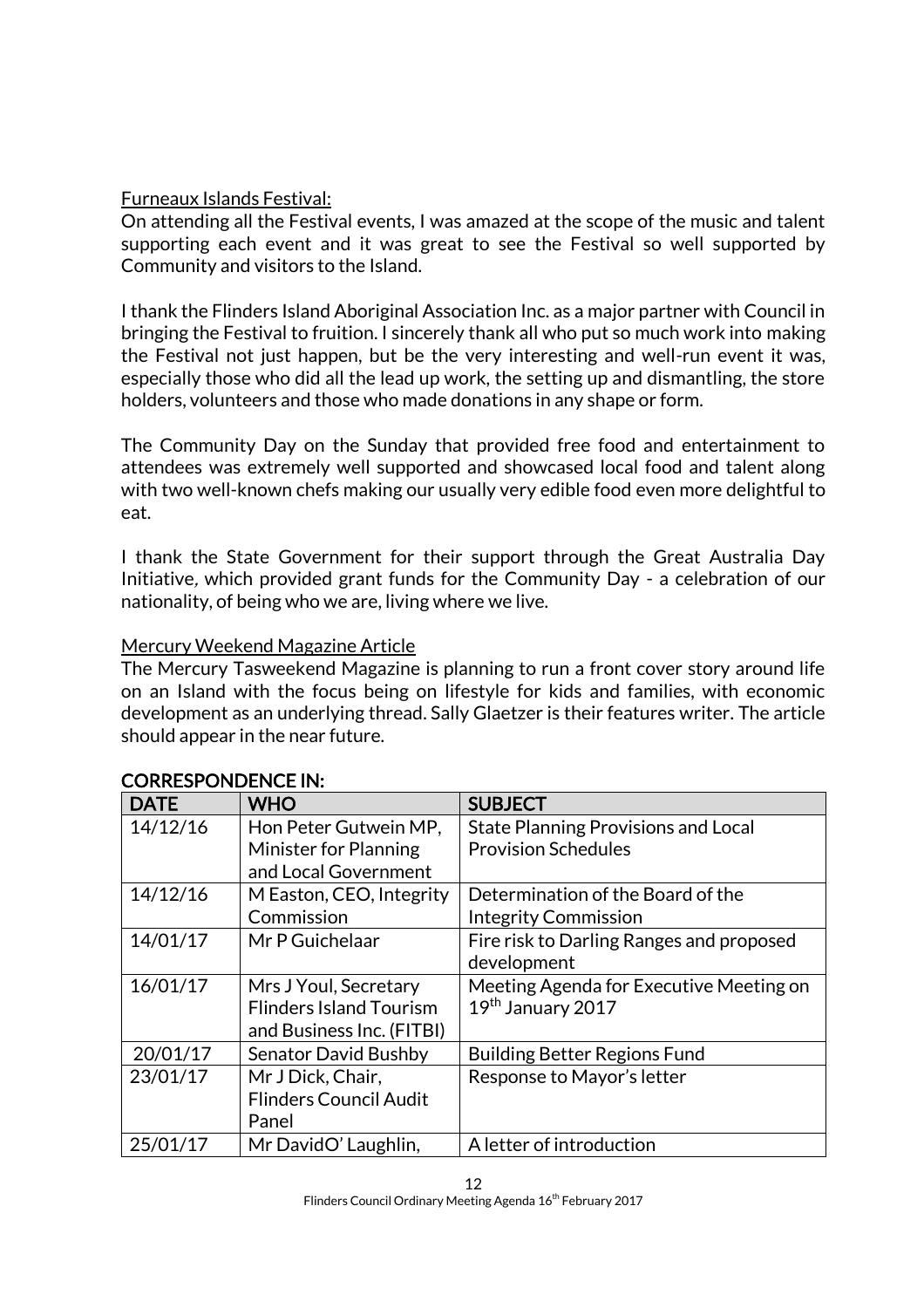Furneaux Islands Festival:

On attending all the Festival events, I was amazed at the scope of the music and talent supporting each event and it was great to see the Festival so well supported by Community and visitors to the Island.

I thank the Flinders Island Aboriginal Association Inc. as a major partner with Council in bringing the Festival to fruition. I sincerely thank all who put so much work into making the Festival not just happen, but be the very interesting and well-run event it was, especially those who did all the lead up work, the setting up and dismantling, the store holders, volunteers and those who made donations in any shape or form.

The Community Day on the Sunday that provided free food and entertainment to attendees was extremely well supported and showcased local food and talent along with two well-known chefs making our usually very edible food even more delightful to eat.

I thank the State Government for their support through the Great Australia Day Initiative, which provided grant funds for the Community Day - a celebration of our nationality, of being who we are, living where we live.

Mercury Weekend Magazine Article

The Mercury Tasweekend Magazine is planning to run a front cover story around life on an Island with the focus being on lifestyle for kids and families, with economic development as an underlying thread. Sally Glaetzer is their features writer. The article should appear in the near future.

**CORRESPONDENCE IN:**

| DATE | WHO | SUBJECT |
|---|---|---|
| 14/12/16 | Hon Peter Gutwein MP, Minister for Planning and Local Government | State Planning Provisions and Local Provision Schedules |
| 14/12/16 | M Easton, CEO, Integrity Commission | Determination of the Board of the Integrity Commission |
| 14/01/17 | Mr P Guichelaar | Fire risk to Darling Ranges and proposed development |
| 16/01/17 | Mrs J Youl, Secretary Flinders Island Tourism and Business Inc. (FITBI) | Meeting Agenda for Executive Meeting on 19th January 2017 |
| 20/01/17 | Senator David Bushby | Building Better Regions Fund |
| 23/01/17 | Mr J Dick, Chair, Flinders Council Audit Panel | Response to Mayor's letter |
| 25/01/17 | Mr DavidO' Laughlin, | A letter of introduction |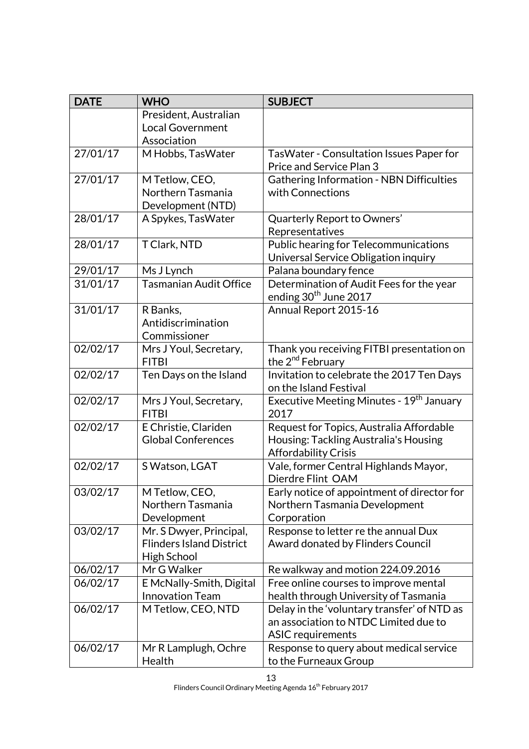| DATE | WHO | SUBJECT |
|---|---|---|
| | President, Australian Local Government Association | |
| 27/01/17 | M Hobbs, TasWater | TasWater - Consultation Issues Paper for Price and Service Plan 3 |
| 27/01/17 | M Tetlow, CEO, Northern Tasmania Development (NTD) | Gathering Information - NBN Difficulties with Connections |
| 28/01/17 | A Spykes, TasWater | Quarterly Report to Owners' Representatives |
| 28/01/17 | T Clark, NTD | Public hearing for Telecommunications Universal Service Obligation inquiry |
| 29/01/17 | Ms J Lynch | Palana boundary fence |
| 31/01/17 | Tasmanian Audit Office | Determination of Audit Fees for the year ending 30th June 2017 |
| 31/01/17 | R Banks, Antidiscrimination Commissioner | Annual Report 2015-16 |
| 02/02/17 | Mrs J Youl, Secretary, FITBI | Thank you receiving FITBI presentation on the 2nd February |
| 02/02/17 | Ten Days on the Island | Invitation to celebrate the 2017 Ten Days on the Island Festival |
| 02/02/17 | Mrs J Youl, Secretary, FITBI | Executive Meeting Minutes - 19th January 2017 |
| 02/02/17 | E Christie, Clariden Global Conferences | Request for Topics, Australia Affordable Housing: Tackling Australia's Housing Affordability Crisis |
| 02/02/17 | S Watson, LGAT | Vale, former Central Highlands Mayor, Dierdre Flint OAM |
| 03/02/17 | M Tetlow, CEO, Northern Tasmania Development | Early notice of appointment of director for Northern Tasmania Development Corporation |
| 03/02/17 | Mr. S Dwyer, Principal, Flinders Island District High School | Response to letter re the annual Dux Award donated by Flinders Council |
| 06/02/17 | Mr G Walker | Re walkway and motion 224.09.2016 |
| 06/02/17 | E McNally-Smith, Digital Innovation Team | Free online courses to improve mental health through University of Tasmania |
| 06/02/17 | M Tetlow, CEO, NTD | Delay in the 'voluntary transfer' of NTD as an association to NTDC Limited due to ASIC requirements |
| 06/02/17 | Mr R Lamplugh, Ochre Health | Response to query about medical service to the Furneaux Group |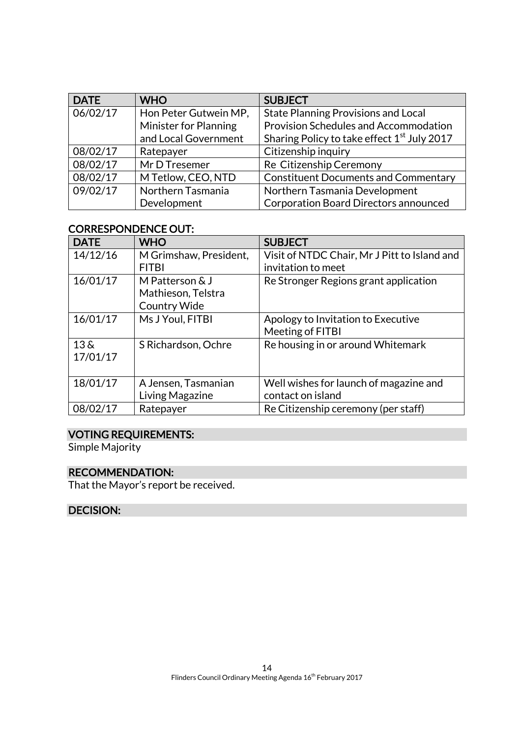| DATE | WHO | SUBJECT |
|---|---|---|
| 06/02/17 | Hon Peter Gutwein MP, Minister for Planning and Local Government | State Planning Provisions and Local Provision Schedules and Accommodation Sharing Policy to take effect 1st July 2017 |
| 08/02/17 | Ratepayer | Citizenship inquiry |
| 08/02/17 | Mr D Tresemer | Re Citizenship Ceremony |
| 08/02/17 | M Tetlow, CEO, NTD | Constituent Documents and Commentary |
| 09/02/17 | Northern Tasmania Development | Northern Tasmania Development Corporation Board Directors announced |

## CORRESPONDENCE OUT:

| DATE | WHO | SUBJECT |
|---|---|---|
| 14/12/16 | M Grimshaw, President, FITBI | Visit of NTDC Chair, Mr J Pitt to Island and invitation to meet |
| 16/01/17 | M Patterson & J Mathieson, Telstra Country Wide | Re Stronger Regions grant application |
| 16/01/17 | Ms J Youl, FITBI | Apology to Invitation to Executive Meeting of FITBI |
| 13 & 17/01/17 | S Richardson, Ochre | Re housing in or around Whitemark |
| 18/01/17 | A Jensen, Tasmanian Living Magazine | Well wishes for launch of magazine and contact on island |
| 08/02/17 | Ratepayer | Re Citizenship ceremony (per staff) |

## VOTING REQUIREMENTS:

Simple Majority

## RECOMMENDATION:

That the Mayor's report be received.

## DECISION: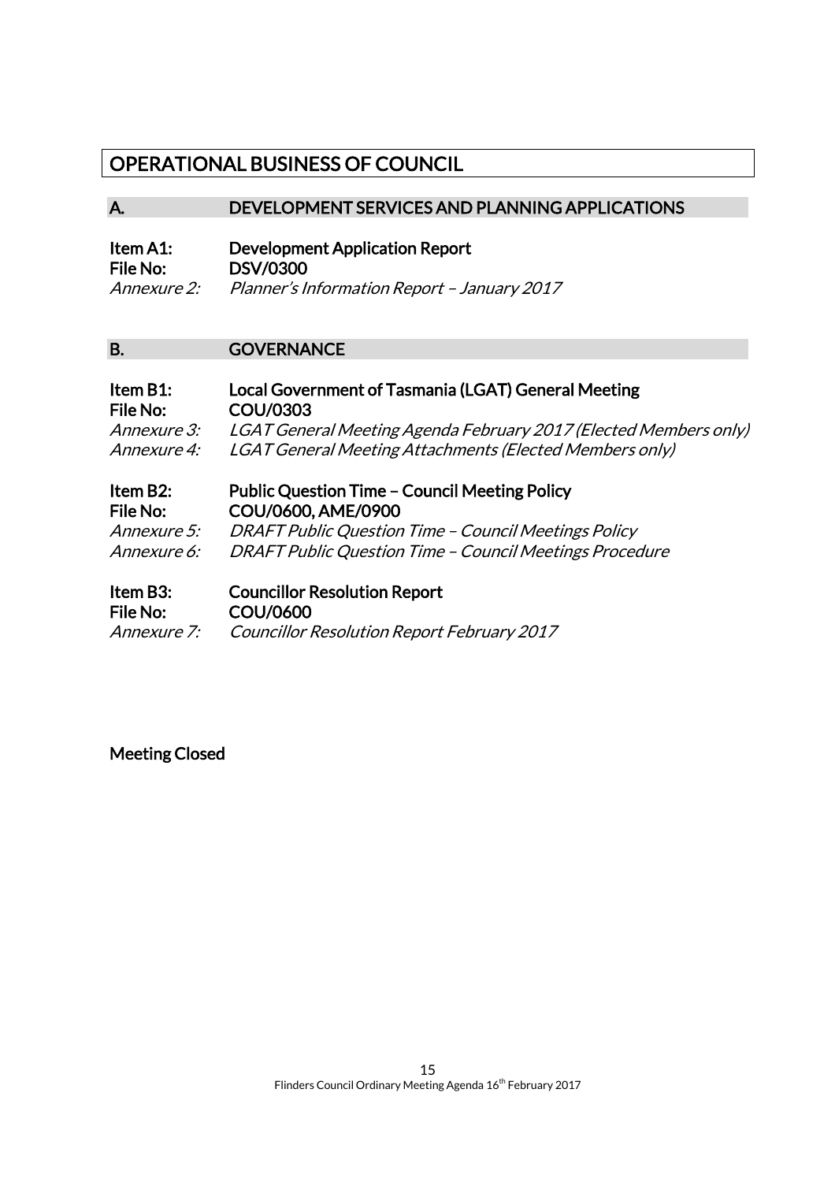# OPERATIONAL BUSINESS OF COUNCIL

## A. DEVELOPMENT SERVICES AND PLANNING APPLICATIONS

**Item A1:** **Development Application Report**
**File No:** **DSV/0300**
*Annexure 2:* *Planner's Information Report – January 2017*

## B. GOVERNANCE

**Item B1:** **Local Government of Tasmania (LGAT) General Meeting**
**File No:** **COU/0303**
*Annexure 3:* *LGAT General Meeting Agenda February 2017 (Elected Members only)*
*Annexure 4:* *LGAT General Meeting Attachments (Elected Members only)*

**Item B2:** **Public Question Time – Council Meeting Policy**
**File No:** **COU/0600, AME/0900**
*Annexure 5:* *DRAFT Public Question Time – Council Meetings Policy*
*Annexure 6:* *DRAFT Public Question Time – Council Meetings Procedure*

**Item B3:** **Councillor Resolution Report**
**File No:** **COU/0600**
*Annexure 7:* *Councillor Resolution Report February 2017*

**Meeting Closed**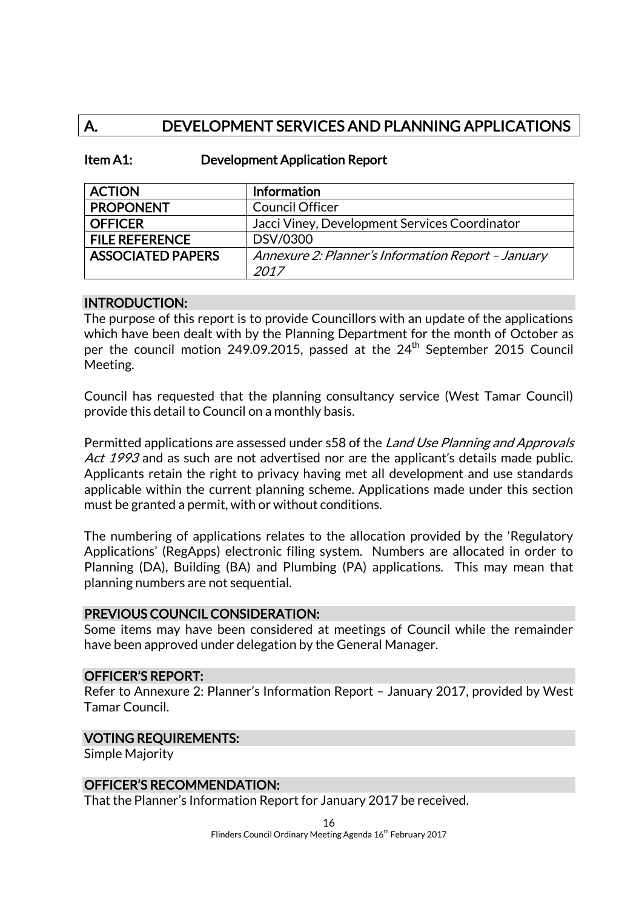# A. DEVELOPMENT SERVICES AND PLANNING APPLICATIONS

## Item A1: Development Application Report

| ACTION | Information |
|---|---|
| PROPONENT | Council Officer |
| OFFICER | Jacci Viney, Development Services Coordinator |
| FILE REFERENCE | DSV/0300 |
| ASSOCIATED PAPERS | *Annexure 2: Planner's Information Report – January 2017* |

### INTRODUCTION:

The purpose of this report is to provide Councillors with an update of the applications which have been dealt with by the Planning Department for the month of October as per the council motion 249.09.2015, passed at the 24th September 2015 Council Meeting.

Council has requested that the planning consultancy service (West Tamar Council) provide this detail to Council on a monthly basis.

Permitted applications are assessed under s58 of the *Land Use Planning and Approvals Act 1993* and as such are not advertised nor are the applicant's details made public. Applicants retain the right to privacy having met all development and use standards applicable within the current planning scheme. Applications made under this section must be granted a permit, with or without conditions.

The numbering of applications relates to the allocation provided by the 'Regulatory Applications' (RegApps) electronic filing system. Numbers are allocated in order to Planning (DA), Building (BA) and Plumbing (PA) applications. This may mean that planning numbers are not sequential.

### PREVIOUS COUNCIL CONSIDERATION:

Some items may have been considered at meetings of Council while the remainder have been approved under delegation by the General Manager.

### OFFICER'S REPORT:

Refer to Annexure 2: Planner's Information Report – January 2017, provided by West Tamar Council.

### VOTING REQUIREMENTS:

Simple Majority

### OFFICER'S RECOMMENDATION:

That the Planner's Information Report for January 2017 be received.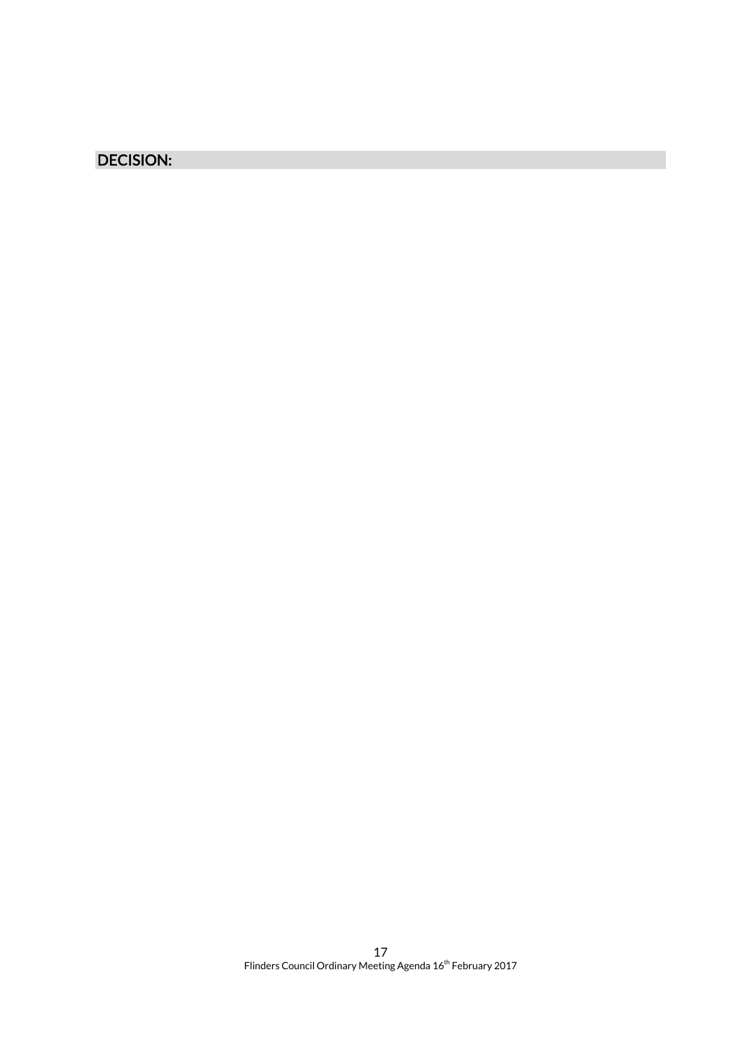**DECISION:**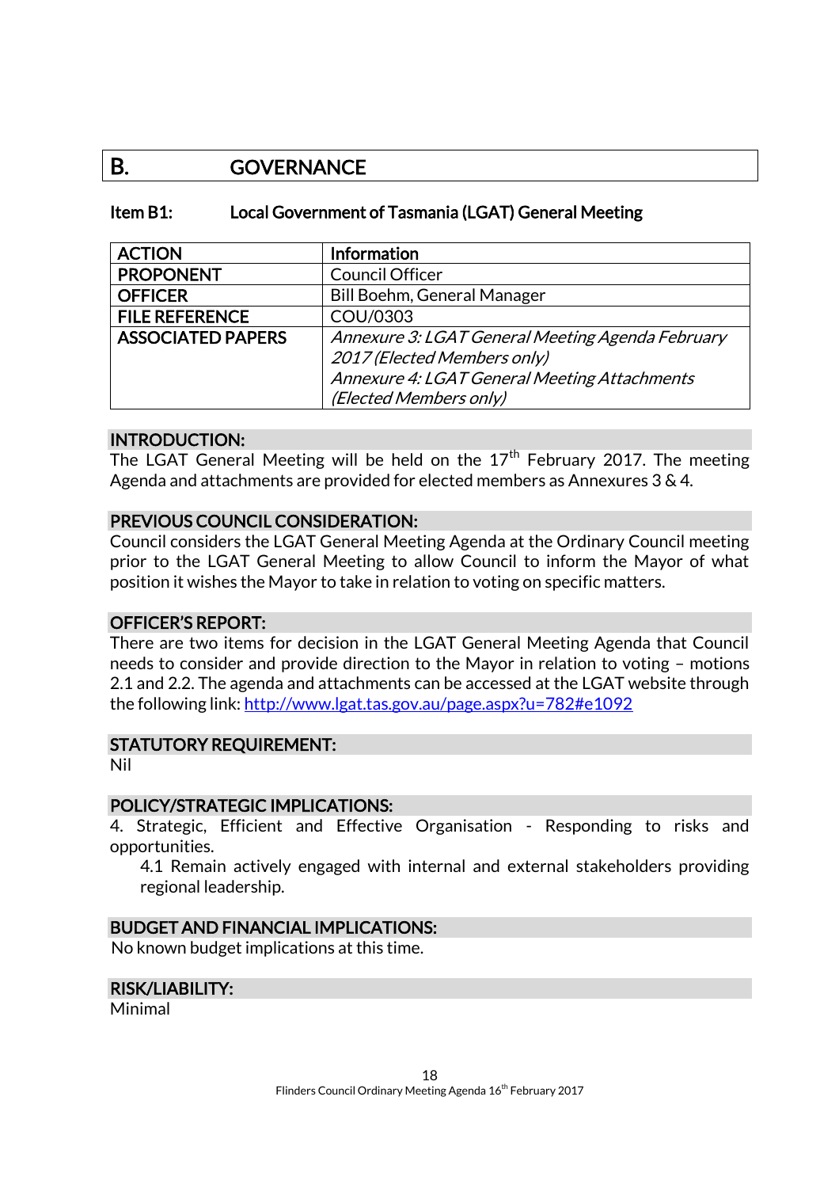# B. GOVERNANCE

## Item B1: Local Government of Tasmania (LGAT) General Meeting

| ACTION | Information |
|---|---|
| PROPONENT | Council Officer |
| OFFICER | Bill Boehm, General Manager |
| FILE REFERENCE | COU/0303 |
| ASSOCIATED PAPERS | *Annexure 3: LGAT General Meeting Agenda February 2017 (Elected Members only)* *Annexure 4: LGAT General Meeting Attachments (Elected Members only)* |

### INTRODUCTION:

The LGAT General Meeting will be held on the 17th February 2017. The meeting Agenda and attachments are provided for elected members as Annexures 3 & 4.

### PREVIOUS COUNCIL CONSIDERATION:

Council considers the LGAT General Meeting Agenda at the Ordinary Council meeting prior to the LGAT General Meeting to allow Council to inform the Mayor of what position it wishes the Mayor to take in relation to voting on specific matters.

### OFFICER'S REPORT:

There are two items for decision in the LGAT General Meeting Agenda that Council needs to consider and provide direction to the Mayor in relation to voting – motions 2.1 and 2.2. The agenda and attachments can be accessed at the LGAT website through the following link: http://www.lgat.tas.gov.au/page.aspx?u=782#e1092

### STATUTORY REQUIREMENT:

Nil

### POLICY/STRATEGIC IMPLICATIONS:

4. Strategic, Efficient and Effective Organisation - Responding to risks and opportunities.

   4.1 Remain actively engaged with internal and external stakeholders providing regional leadership.

### BUDGET AND FINANCIAL IMPLICATIONS:

No known budget implications at this time.

### RISK/LIABILITY:

Minimal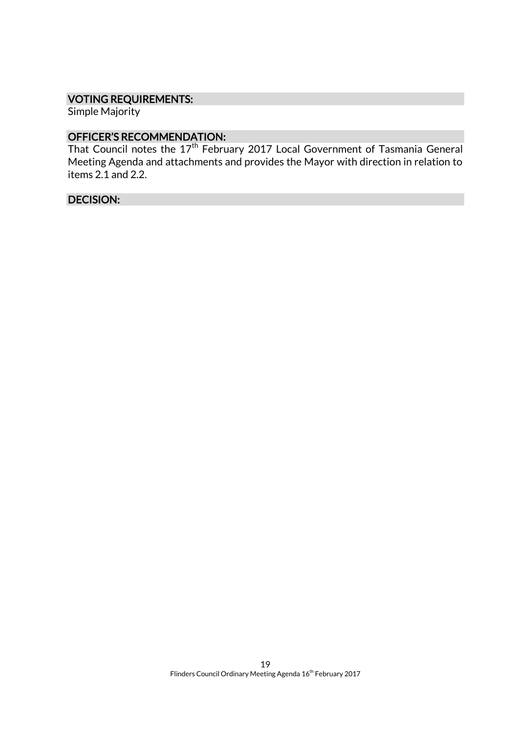### VOTING REQUIREMENTS:

Simple Majority

### OFFICER'S RECOMMENDATION:

That Council notes the 17th February 2017 Local Government of Tasmania General Meeting Agenda and attachments and provides the Mayor with direction in relation to items 2.1 and 2.2.

### DECISION: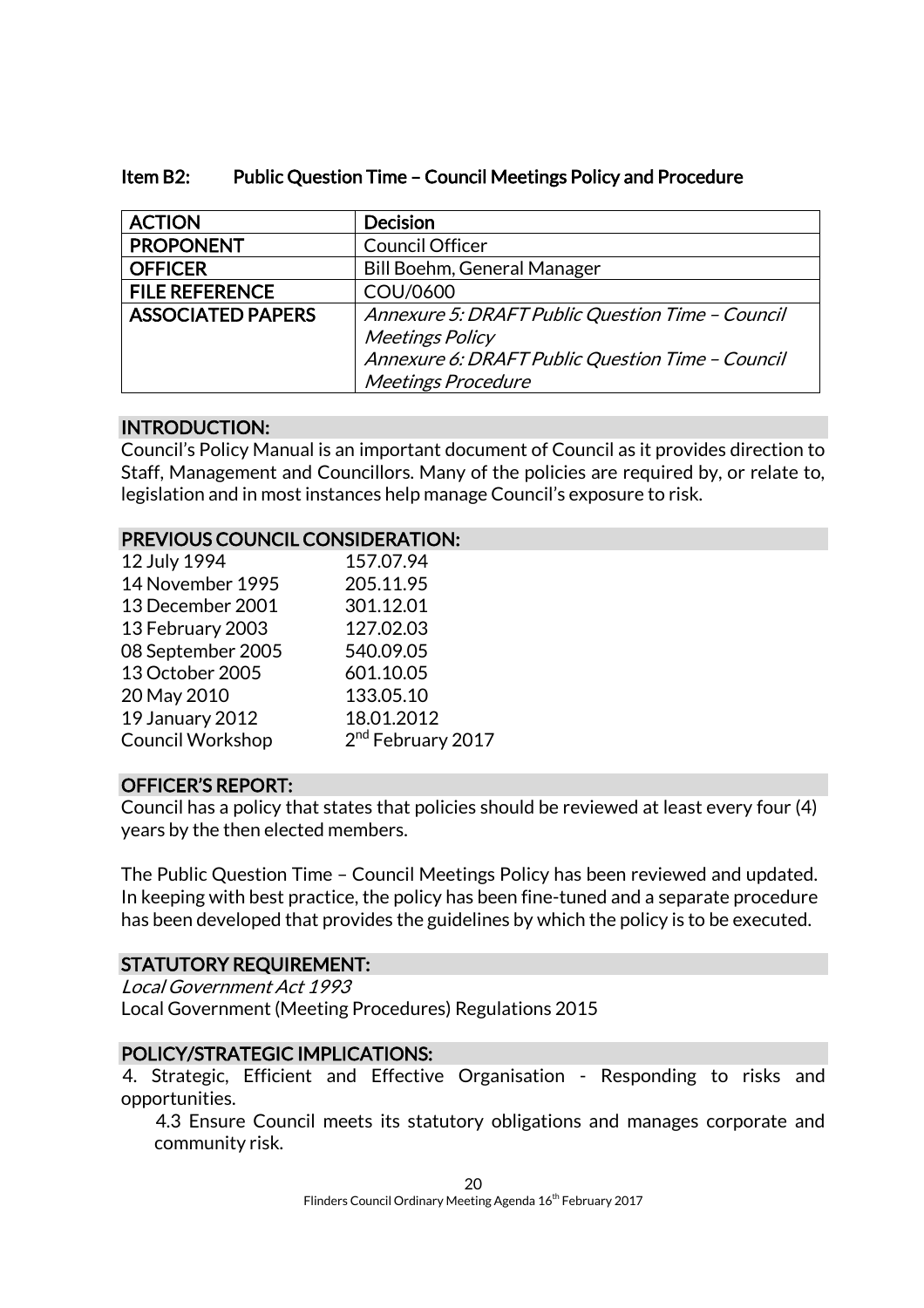## Item B2: Public Question Time – Council Meetings Policy and Procedure

| ACTION | Decision |
|---|---|
| PROPONENT | Council Officer |
| OFFICER | Bill Boehm, General Manager |
| FILE REFERENCE | COU/0600 |
| ASSOCIATED PAPERS | *Annexure 5: DRAFT Public Question Time – Council Meetings Policy*<br>*Annexure 6: DRAFT Public Question Time – Council Meetings Procedure* |

### INTRODUCTION:

Council's Policy Manual is an important document of Council as it provides direction to Staff, Management and Councillors. Many of the policies are required by, or relate to, legislation and in most instances help manage Council's exposure to risk.

### PREVIOUS COUNCIL CONSIDERATION:

| | |
|---|---|
| 12 July 1994 | 157.07.94 |
| 14 November 1995 | 205.11.95 |
| 13 December 2001 | 301.12.01 |
| 13 February 2003 | 127.02.03 |
| 08 September 2005 | 540.09.05 |
| 13 October 2005 | 601.10.05 |
| 20 May 2010 | 133.05.10 |
| 19 January 2012 | 18.01.2012 |
| Council Workshop | 2nd February 2017 |

### OFFICER'S REPORT:

Council has a policy that states that policies should be reviewed at least every four (4) years by the then elected members.

The Public Question Time – Council Meetings Policy has been reviewed and updated. In keeping with best practice, the policy has been fine-tuned and a separate procedure has been developed that provides the guidelines by which the policy is to be executed.

### STATUTORY REQUIREMENT:

*Local Government Act 1993*
Local Government (Meeting Procedures) Regulations 2015

### POLICY/STRATEGIC IMPLICATIONS:

4. Strategic, Efficient and Effective Organisation - Responding to risks and opportunities.
   - 4.3 Ensure Council meets its statutory obligations and manages corporate and community risk.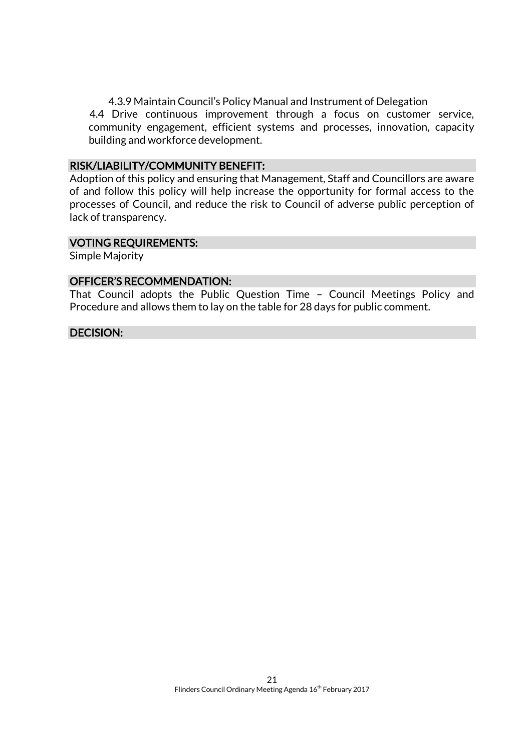4.3.9 Maintain Council's Policy Manual and Instrument of Delegation

4.4 Drive continuous improvement through a focus on customer service, community engagement, efficient systems and processes, innovation, capacity building and workforce development.

## RISK/LIABILITY/COMMUNITY BENEFIT:

Adoption of this policy and ensuring that Management, Staff and Councillors are aware of and follow this policy will help increase the opportunity for formal access to the processes of Council, and reduce the risk to Council of adverse public perception of lack of transparency.

## VOTING REQUIREMENTS:

Simple Majority

## OFFICER'S RECOMMENDATION:

That Council adopts the Public Question Time – Council Meetings Policy and Procedure and allows them to lay on the table for 28 days for public comment.

## DECISION: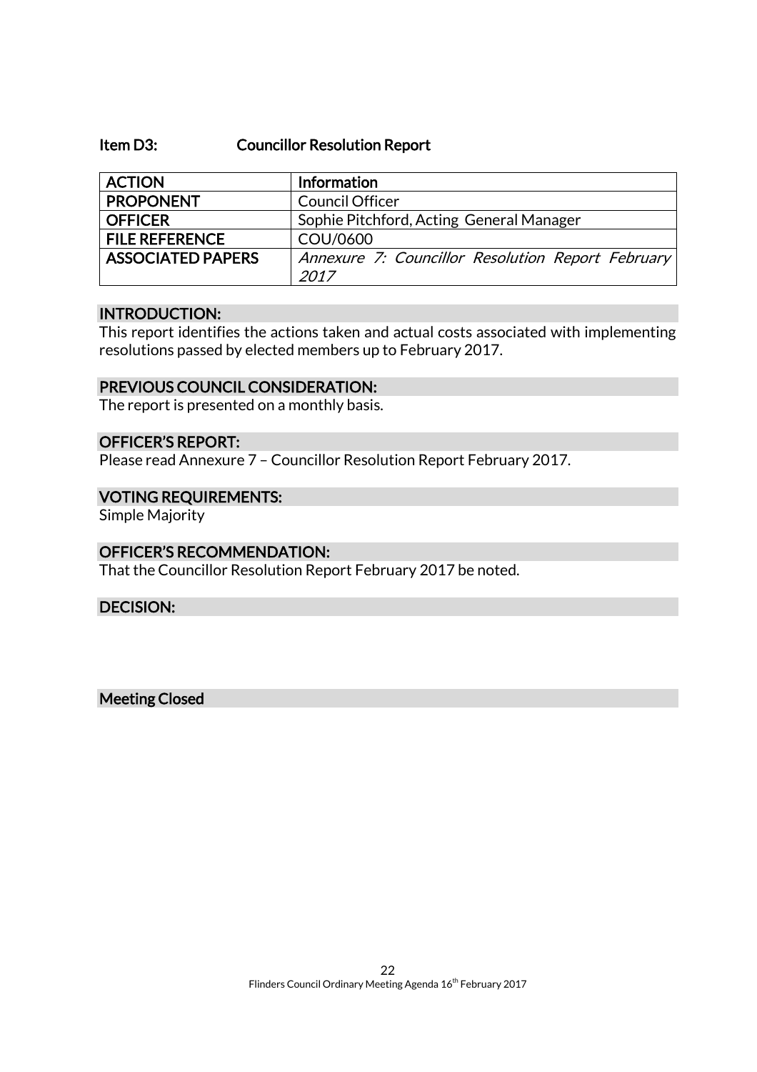### Item D3: Councillor Resolution Report

| | |
|---|---|
| **ACTION** | **Information** |
| **PROPONENT** | Council Officer |
| **OFFICER** | Sophie Pitchford, Acting General Manager |
| **FILE REFERENCE** | COU/0600 |
| **ASSOCIATED PAPERS** | *Annexure 7: Councillor Resolution Report February 2017* |

#### INTRODUCTION:

This report identifies the actions taken and actual costs associated with implementing resolutions passed by elected members up to February 2017.

#### PREVIOUS COUNCIL CONSIDERATION:

The report is presented on a monthly basis.

#### OFFICER'S REPORT:

Please read Annexure 7 – Councillor Resolution Report February 2017.

#### VOTING REQUIREMENTS:

Simple Majority

#### OFFICER'S RECOMMENDATION:

That the Councillor Resolution Report February 2017 be noted.

#### DECISION:

#### Meeting Closed